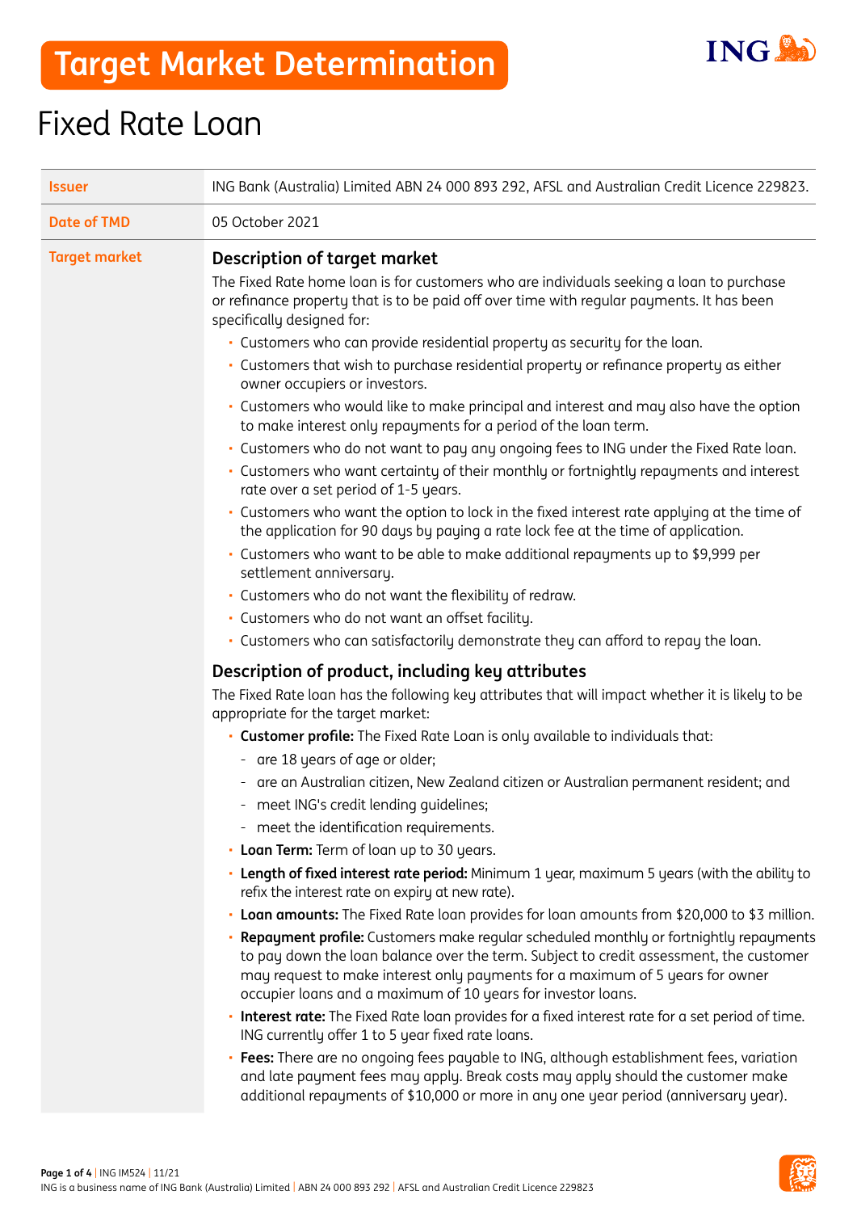# Target Market Determination

## Fixed Rate Loan

| | |
|---|---|
| **Issuer** | ING Bank (Australia) Limited ABN 24 000 893 292, AFSL and Australian Credit Licence 229823. |
| **Date of TMD** | 05 October 2021 |

**Target market**

### Description of target market

The Fixed Rate home loan is for customers who are individuals seeking a loan to purchase or refinance property that is to be paid off over time with regular payments. It has been specifically designed for:

- Customers who can provide residential property as security for the loan.
- Customers that wish to purchase residential property or refinance property as either owner occupiers or investors.
- Customers who would like to make principal and interest and may also have the option to make interest only repayments for a period of the loan term.
- Customers who do not want to pay any ongoing fees to ING under the Fixed Rate loan.
- Customers who want certainty of their monthly or fortnightly repayments and interest rate over a set period of 1-5 years.
- Customers who want the option to lock in the fixed interest rate applying at the time of the application for 90 days by paying a rate lock fee at the time of application.
- Customers who want to be able to make additional repayments up to $9,999 per settlement anniversary.
- Customers who do not want the flexibility of redraw.
- Customers who do not want an offset facility.
- Customers who can satisfactorily demonstrate they can afford to repay the loan.

### Description of product, including key attributes

The Fixed Rate loan has the following key attributes that will impact whether it is likely to be appropriate for the target market:

- **Customer profile:** The Fixed Rate Loan is only available to individuals that:
  - are 18 years of age or older;
  - are an Australian citizen, New Zealand citizen or Australian permanent resident; and
  - meet ING's credit lending guidelines;
  - meet the identification requirements.
- **Loan Term:** Term of loan up to 30 years.
- **Length of fixed interest rate period:** Minimum 1 year, maximum 5 years (with the ability to refix the interest rate on expiry at new rate).
- **Loan amounts:** The Fixed Rate loan provides for loan amounts from $20,000 to $3 million.
- **Repayment profile:** Customers make regular scheduled monthly or fortnightly repayments to pay down the loan balance over the term. Subject to credit assessment, the customer may request to make interest only payments for a maximum of 5 years for owner occupier loans and a maximum of 10 years for investor loans.
- **Interest rate:** The Fixed Rate loan provides for a fixed interest rate for a set period of time. ING currently offer 1 to 5 year fixed rate loans.
- **Fees:** There are no ongoing fees payable to ING, although establishment fees, variation and late payment fees may apply. Break costs may apply should the customer make additional repayments of $10,000 or more in any one year period (anniversary year).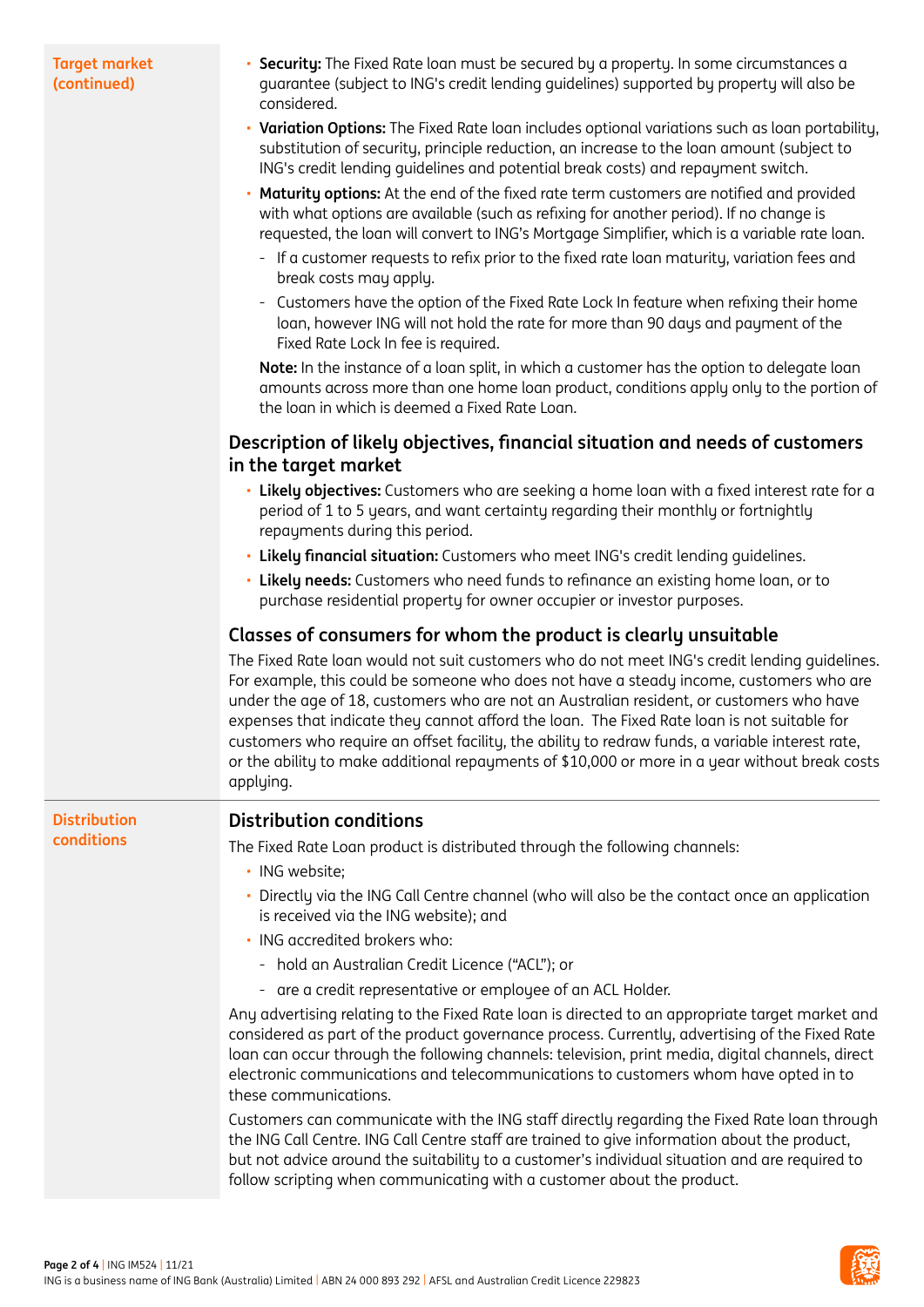**Target market (continued)**

- **Security:** The Fixed Rate loan must be secured by a property. In some circumstances a guarantee (subject to ING's credit lending guidelines) supported by property will also be considered.
- **Variation Options:** The Fixed Rate loan includes optional variations such as loan portability, substitution of security, principle reduction, an increase to the loan amount (subject to ING's credit lending guidelines and potential break costs) and repayment switch.
- **Maturity options:** At the end of the fixed rate term customers are notified and provided with what options are available (such as refixing for another period). If no change is requested, the loan will convert to ING's Mortgage Simplifier, which is a variable rate loan.
  - If a customer requests to refix prior to the fixed rate loan maturity, variation fees and break costs may apply.
  - Customers have the option of the Fixed Rate Lock In feature when refixing their home loan, however ING will not hold the rate for more than 90 days and payment of the Fixed Rate Lock In fee is required.

**Note:** In the instance of a loan split, in which a customer has the option to delegate loan amounts across more than one home loan product, conditions apply only to the portion of the loan in which is deemed a Fixed Rate Loan.

## Description of likely objectives, financial situation and needs of customers in the target market

- **Likely objectives:** Customers who are seeking a home loan with a fixed interest rate for a period of 1 to 5 years, and want certainty regarding their monthly or fortnightly repayments during this period.
- **Likely financial situation:** Customers who meet ING's credit lending guidelines.
- **Likely needs:** Customers who need funds to refinance an existing home loan, or to purchase residential property for owner occupier or investor purposes.

## Classes of consumers for whom the product is clearly unsuitable

The Fixed Rate loan would not suit customers who do not meet ING's credit lending guidelines. For example, this could be someone who does not have a steady income, customers who are under the age of 18, customers who are not an Australian resident, or customers who have expenses that indicate they cannot afford the loan. The Fixed Rate loan is not suitable for customers who require an offset facility, the ability to redraw funds, a variable interest rate, or the ability to make additional repayments of $10,000 or more in a year without break costs applying.

**Distribution conditions**

## Distribution conditions

The Fixed Rate Loan product is distributed through the following channels:

- ING website;
- Directly via the ING Call Centre channel (who will also be the contact once an application is received via the ING website); and
- ING accredited brokers who:
  - hold an Australian Credit Licence ("ACL"); or
  - are a credit representative or employee of an ACL Holder.

Any advertising relating to the Fixed Rate loan is directed to an appropriate target market and considered as part of the product governance process. Currently, advertising of the Fixed Rate loan can occur through the following channels: television, print media, digital channels, direct electronic communications and telecommunications to customers whom have opted in to these communications.

Customers can communicate with the ING staff directly regarding the Fixed Rate loan through the ING Call Centre. ING Call Centre staff are trained to give information about the product, but not advice around the suitability to a customer's individual situation and are required to follow scripting when communicating with a customer about the product.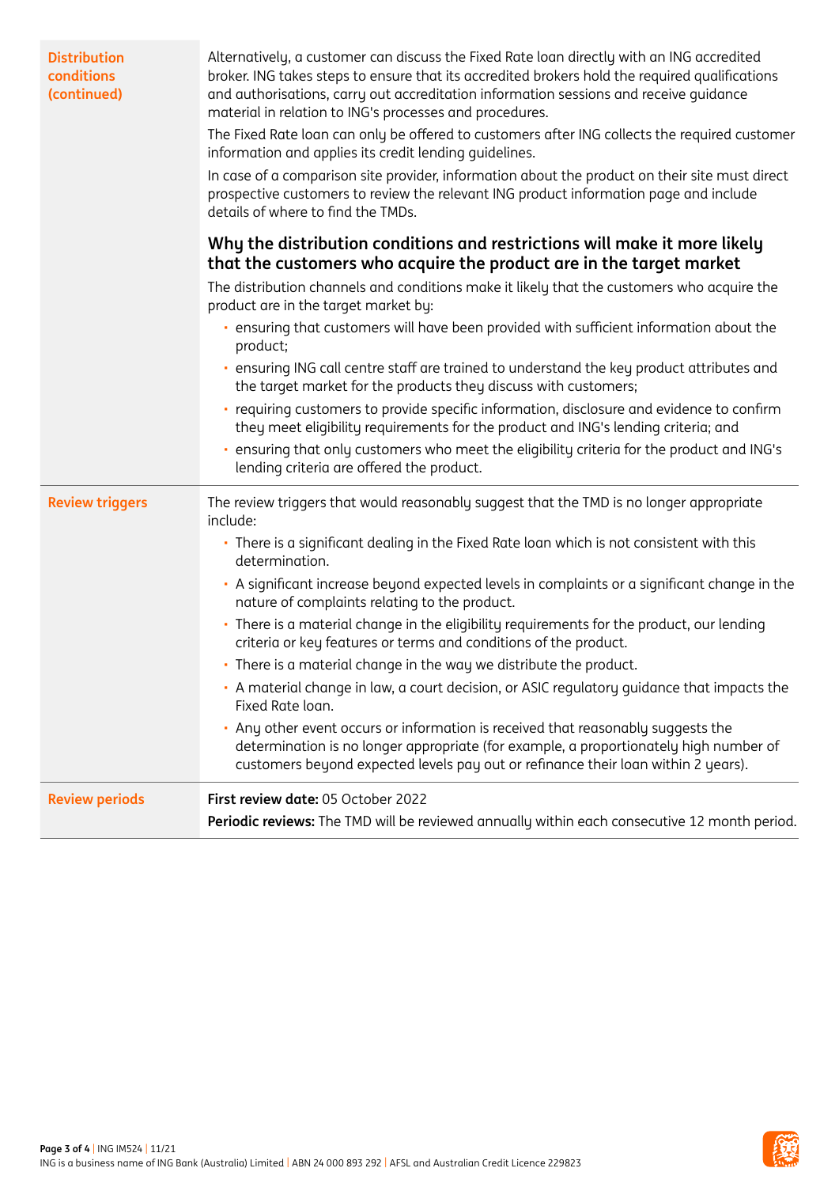| | |
|---|---|
| **Distribution conditions (continued)** | Alternatively, a customer can discuss the Fixed Rate loan directly with an ING accredited broker. ING takes steps to ensure that its accredited brokers hold the required qualifications and authorisations, carry out accreditation information sessions and receive guidance material in relation to ING's processes and procedures.<br><br>The Fixed Rate loan can only be offered to customers after ING collects the required customer information and applies its credit lending guidelines.<br><br>In case of a comparison site provider, information about the product on their site must direct prospective customers to review the relevant ING product information page and include details of where to find the TMDs.<br><br>**Why the distribution conditions and restrictions will make it more likely that the customers who acquire the product are in the target market**<br><br>The distribution channels and conditions make it likely that the customers who acquire the product are in the target market by:<br>• ensuring that customers will have been provided with sufficient information about the product;<br>• ensuring ING call centre staff are trained to understand the key product attributes and the target market for the products they discuss with customers;<br>• requiring customers to provide specific information, disclosure and evidence to confirm they meet eligibility requirements for the product and ING's lending criteria; and<br>• ensuring that only customers who meet the eligibility criteria for the product and ING's lending criteria are offered the product. |
| **Review triggers** | The review triggers that would reasonably suggest that the TMD is no longer appropriate include:<br>• There is a significant dealing in the Fixed Rate loan which is not consistent with this determination.<br>• A significant increase beyond expected levels in complaints or a significant change in the nature of complaints relating to the product.<br>• There is a material change in the eligibility requirements for the product, our lending criteria or key features or terms and conditions of the product.<br>• There is a material change in the way we distribute the product.<br>• A material change in law, a court decision, or ASIC regulatory guidance that impacts the Fixed Rate loan.<br>• Any other event occurs or information is received that reasonably suggests the determination is no longer appropriate (for example, a proportionately high number of customers beyond expected levels pay out or refinance their loan within 2 years). |
| **Review periods** | **First review date:** 05 October 2022<br><br>**Periodic reviews:** The TMD will be reviewed annually within each consecutive 12 month period. |

ING IM524 | 11/21
ING is a business name of ING Bank (Australia) Limited | ABN 24 000 893 292 | AFSL and Australian Credit Licence 229823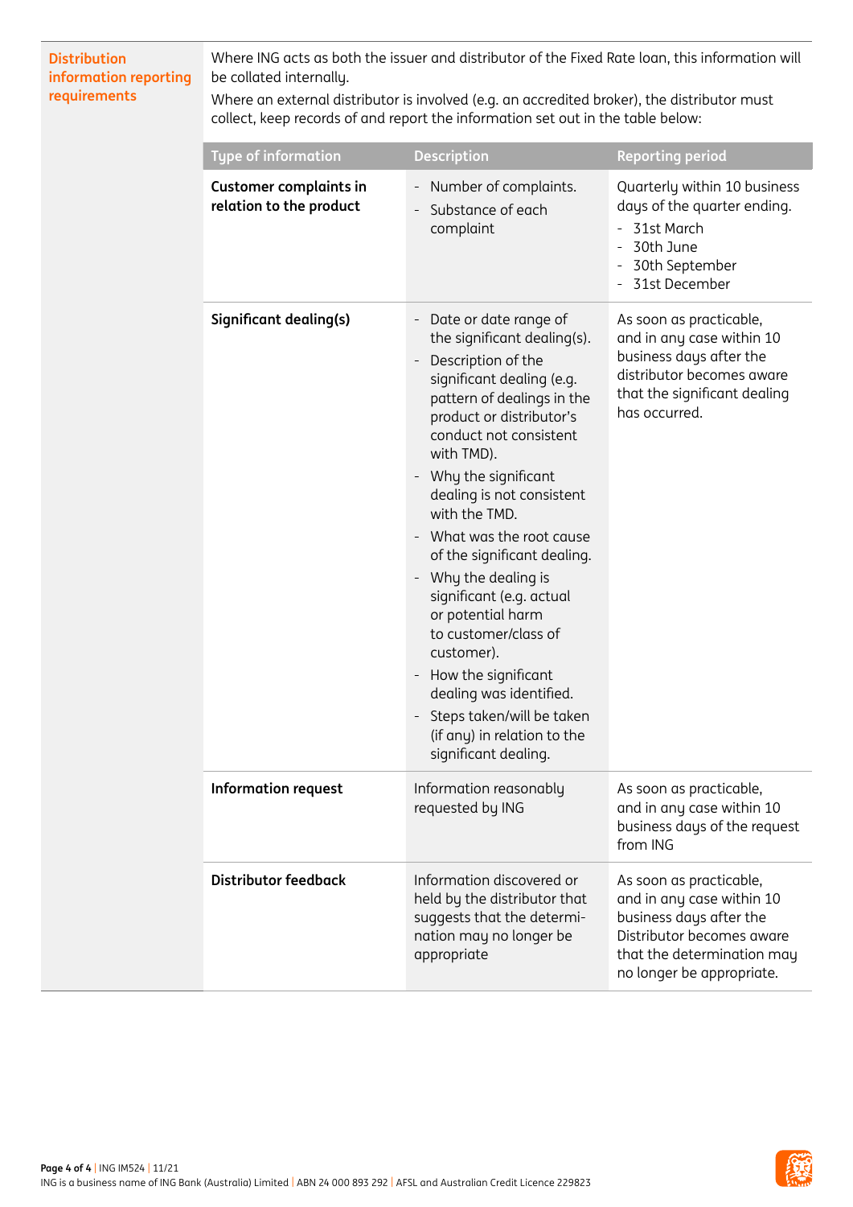## Distribution information reporting requirements

Where ING acts as both the issuer and distributor of the Fixed Rate loan, this information will be collated internally.

Where an external distributor is involved (e.g. an accredited broker), the distributor must collect, keep records of and report the information set out in the table below:

| Type of information | Description | Reporting period |
|---|---|---|
| **Customer complaints in relation to the product** | - Number of complaints.<br>- Substance of each complaint | Quarterly within 10 business days of the quarter ending.<br>- 31st March<br>- 30th June<br>- 30th September<br>- 31st December |
| **Significant dealing(s)** | - Date or date range of the significant dealing(s).<br>- Description of the significant dealing (e.g. pattern of dealings in the product or distributor's conduct not consistent with TMD).<br>- Why the significant dealing is not consistent with the TMD.<br>- What was the root cause of the significant dealing.<br>- Why the dealing is significant (e.g. actual or potential harm to customer/class of customer).<br>- How the significant dealing was identified.<br>- Steps taken/will be taken (if any) in relation to the significant dealing. | As soon as practicable, and in any case within 10 business days after the distributor becomes aware that the significant dealing has occurred. |
| **Information request** | Information reasonably requested by ING | As soon as practicable, and in any case within 10 business days of the request from ING |
| **Distributor feedback** | Information discovered or held by the distributor that suggests that the determination may no longer be appropriate | As soon as practicable, and in any case within 10 business days after the Distributor becomes aware that the determination may no longer be appropriate. |

ING IM524 | 11/21

ING is a business name of ING Bank (Australia) Limited | ABN 24 000 893 292 | AFSL and Australian Credit Licence 229823